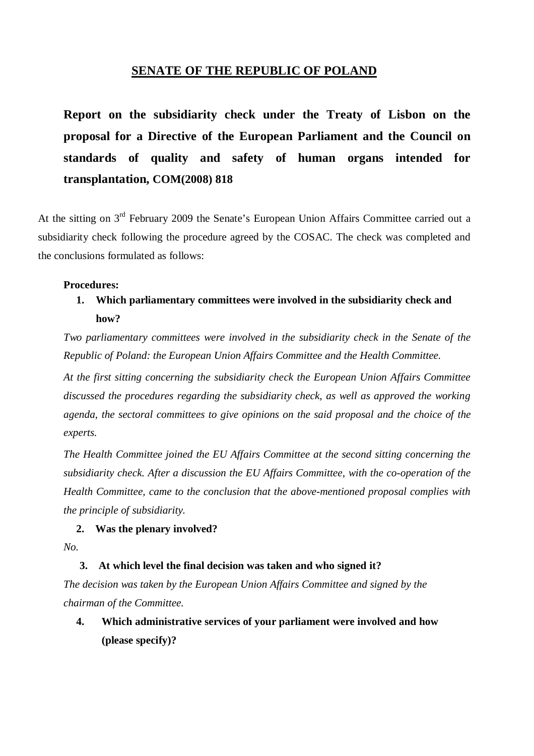# SENATE OF THE REPUBLIC OF POLAND

## Report on the subsidiarity check under the Treaty of Lisbon on the proposal for a Directive of the European Parliament and the Council on standards of quality and safety of human organs intended for transplantation, COM(2008) 818

At the sitting on 3rd February 2009 the Senate's European Union Affairs Committee carried out a subsidiarity check following the procedure agreed by the COSAC. The check was completed and the conclusions formulated as follows:

**Procedures:**

1. **Which parliamentary committees were involved in the subsidiarity check and how?**

*Two parliamentary committees were involved in the subsidiarity check in the Senate of the Republic of Poland: the European Union Affairs Committee and the Health Committee.*

*At the first sitting concerning the subsidiarity check the European Union Affairs Committee discussed the procedures regarding the subsidiarity check, as well as approved the working agenda, the sectoral committees to give opinions on the said proposal and the choice of the experts.*

*The Health Committee joined the EU Affairs Committee at the second sitting concerning the subsidiarity check. After a discussion the EU Affairs Committee, with the co-operation of the Health Committee, came to the conclusion that the above-mentioned proposal complies with the principle of subsidiarity.*

2. **Was the plenary involved?**

*No.*

3. **At which level the final decision was taken and who signed it?**

*The decision was taken by the European Union Affairs Committee and signed by the chairman of the Committee.*

4. **Which administrative services of your parliament were involved and how (please specify)?**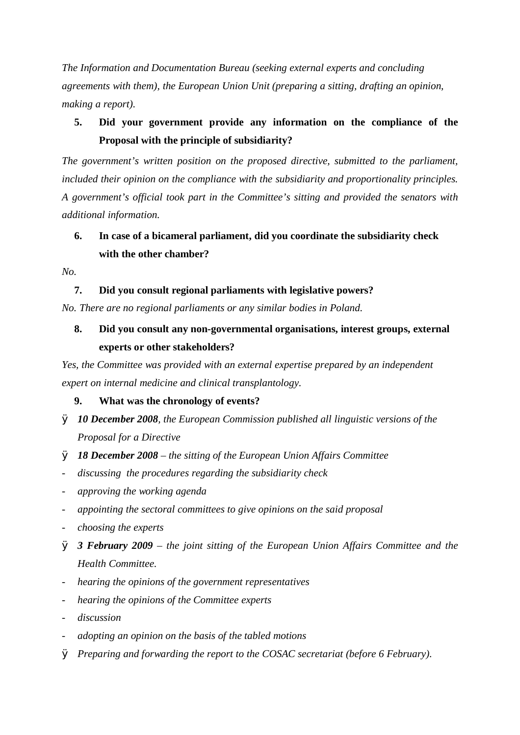*The Information and Documentation Bureau (seeking external experts and concluding agreements with them), the European Union Unit (preparing a sitting, drafting an opinion, making a report).*

5. **Did your government provide any information on the compliance of the Proposal with the principle of subsidiarity?**

*The government's written position on the proposed directive, submitted to the parliament, included their opinion on the compliance with the subsidiarity and proportionality principles. A government's official took part in the Committee's sitting and provided the senators with additional information.*

6. **In case of a bicameral parliament, did you coordinate the subsidiarity check with the other chamber?**

*No.*

7. **Did you consult regional parliaments with legislative powers?**

*No. There are no regional parliaments or any similar bodies in Poland.*

8. **Did you consult any non-governmental organisations, interest groups, external experts or other stakeholders?**

*Yes, the Committee was provided with an external expertise prepared by an independent expert on internal medicine and clinical transplantology.*

9. **What was the chronology of events?**

- ***10 December 2008****, the European Commission published all linguistic versions of the Proposal for a Directive*
- ***18 December 2008*** *– the sitting of the European Union Affairs Committee*
  - *discussing the procedures regarding the subsidiarity check*
  - *approving the working agenda*
  - *appointing the sectoral committees to give opinions on the said proposal*
  - *choosing the experts*
- ***3 February 2009*** *– the joint sitting of the European Union Affairs Committee and the Health Committee.*
  - *hearing the opinions of the government representatives*
  - *hearing the opinions of the Committee experts*
  - *discussion*
  - *adopting an opinion on the basis of the tabled motions*
- *Preparing and forwarding the report to the COSAC secretariat (before 6 February).*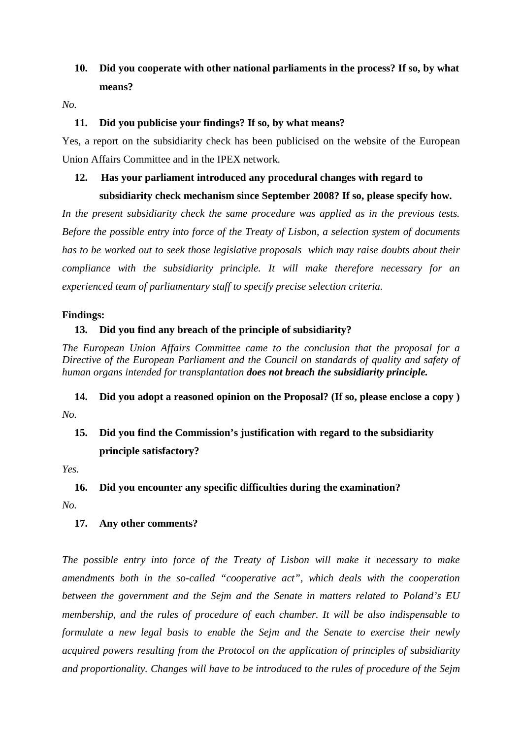**10. Did you cooperate with other national parliaments in the process? If so, by what means?**

*No.*

**11. Did you publicise your findings? If so, by what means?**

Yes, a report on the subsidiarity check has been publicised on the website of the European Union Affairs Committee and in the IPEX network.

**12. Has your parliament introduced any procedural changes with regard to subsidiarity check mechanism since September 2008? If so, please specify how.**

*In the present subsidiarity check the same procedure was applied as in the previous tests. Before the possible entry into force of the Treaty of Lisbon, a selection system of documents has to be worked out to seek those legislative proposals which may raise doubts about their compliance with the subsidiarity principle. It will make therefore necessary for an experienced team of parliamentary staff to specify precise selection criteria.*

**Findings:**

**13. Did you find any breach of the principle of subsidiarity?**

*The European Union Affairs Committee came to the conclusion that the proposal for a Directive of the European Parliament and the Council on standards of quality and safety of human organs intended for transplantation **does not breach the subsidiarity principle.***

**14. Did you adopt a reasoned opinion on the Proposal? (If so, please enclose a copy )**

*No.*

**15. Did you find the Commission's justification with regard to the subsidiarity principle satisfactory?**

*Yes.*

**16. Did you encounter any specific difficulties during the examination?**

*No.*

**17. Any other comments?**

*The possible entry into force of the Treaty of Lisbon will make it necessary to make amendments both in the so-called "cooperative act", which deals with the cooperation between the government and the Sejm and the Senate in matters related to Poland's EU membership, and the rules of procedure of each chamber. It will be also indispensable to formulate a new legal basis to enable the Sejm and the Senate to exercise their newly acquired powers resulting from the Protocol on the application of principles of subsidiarity and proportionality. Changes will have to be introduced to the rules of procedure of the Sejm*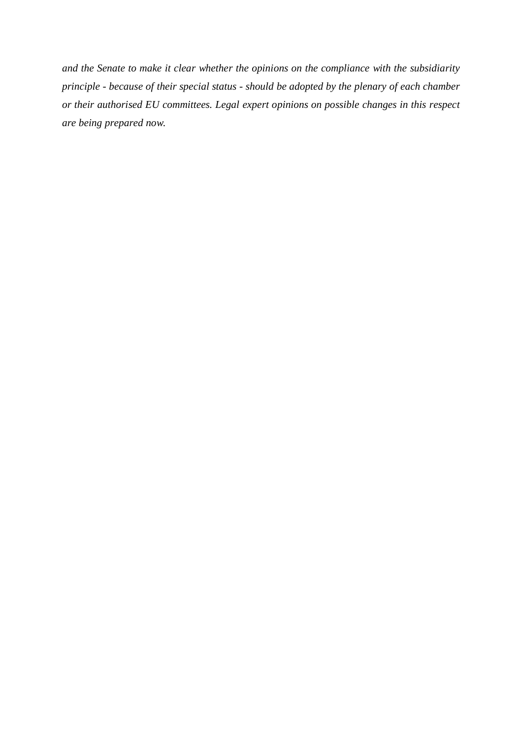*and the Senate to make it clear whether the opinions on the compliance with the subsidiarity principle - because of their special status - should be adopted by the plenary of each chamber or their authorised EU committees. Legal expert opinions on possible changes in this respect are being prepared now.*